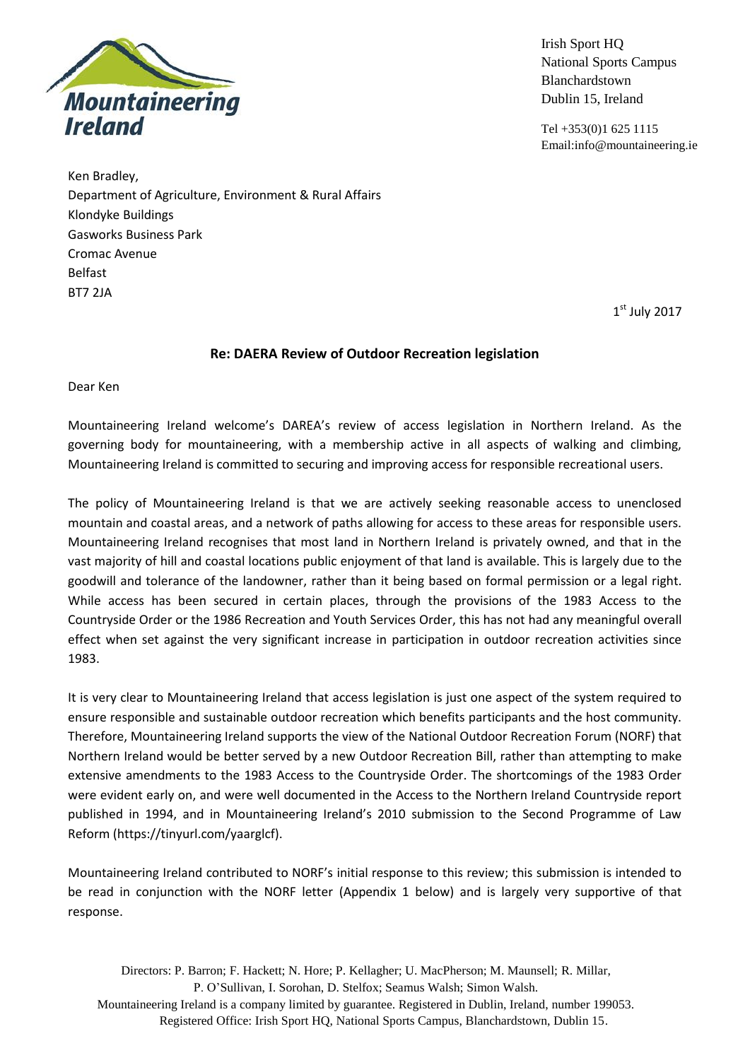Mountaineering Ireland

Irish Sport HQ
National Sports Campus
Blanchardstown
Dublin 15, Ireland

Tel +353(0)1 625 1115
Email:info@mountaineering.ie

Ken Bradley,
Department of Agriculture, Environment & Rural Affairs
Klondyke Buildings
Gasworks Business Park
Cromac Avenue
Belfast
BT7 2JA

1st July 2017

**Re: DAERA Review of Outdoor Recreation legislation**

Dear Ken

Mountaineering Ireland welcome's DAREA's review of access legislation in Northern Ireland. As the governing body for mountaineering, with a membership active in all aspects of walking and climbing, Mountaineering Ireland is committed to securing and improving access for responsible recreational users.

The policy of Mountaineering Ireland is that we are actively seeking reasonable access to unenclosed mountain and coastal areas, and a network of paths allowing for access to these areas for responsible users. Mountaineering Ireland recognises that most land in Northern Ireland is privately owned, and that in the vast majority of hill and coastal locations public enjoyment of that land is available. This is largely due to the goodwill and tolerance of the landowner, rather than it being based on formal permission or a legal right. While access has been secured in certain places, through the provisions of the 1983 Access to the Countryside Order or the 1986 Recreation and Youth Services Order, this has not had any meaningful overall effect when set against the very significant increase in participation in outdoor recreation activities since 1983.

It is very clear to Mountaineering Ireland that access legislation is just one aspect of the system required to ensure responsible and sustainable outdoor recreation which benefits participants and the host community. Therefore, Mountaineering Ireland supports the view of the National Outdoor Recreation Forum (NORF) that Northern Ireland would be better served by a new Outdoor Recreation Bill, rather than attempting to make extensive amendments to the 1983 Access to the Countryside Order. The shortcomings of the 1983 Order were evident early on, and were well documented in the Access to the Northern Ireland Countryside report published in 1994, and in Mountaineering Ireland's 2010 submission to the Second Programme of Law Reform (https://tinyurl.com/yaarglcf).

Mountaineering Ireland contributed to NORF's initial response to this review; this submission is intended to be read in conjunction with the NORF letter (Appendix 1 below) and is largely very supportive of that response.

Directors: P. Barron; F. Hackett; N. Hore; P. Kellagher; U. MacPherson; M. Maunsell; R. Millar, P. O'Sullivan, I. Sorohan, D. Stelfox; Seamus Walsh; Simon Walsh.
Mountaineering Ireland is a company limited by guarantee. Registered in Dublin, Ireland, number 199053.
Registered Office: Irish Sport HQ, National Sports Campus, Blanchardstown, Dublin 15.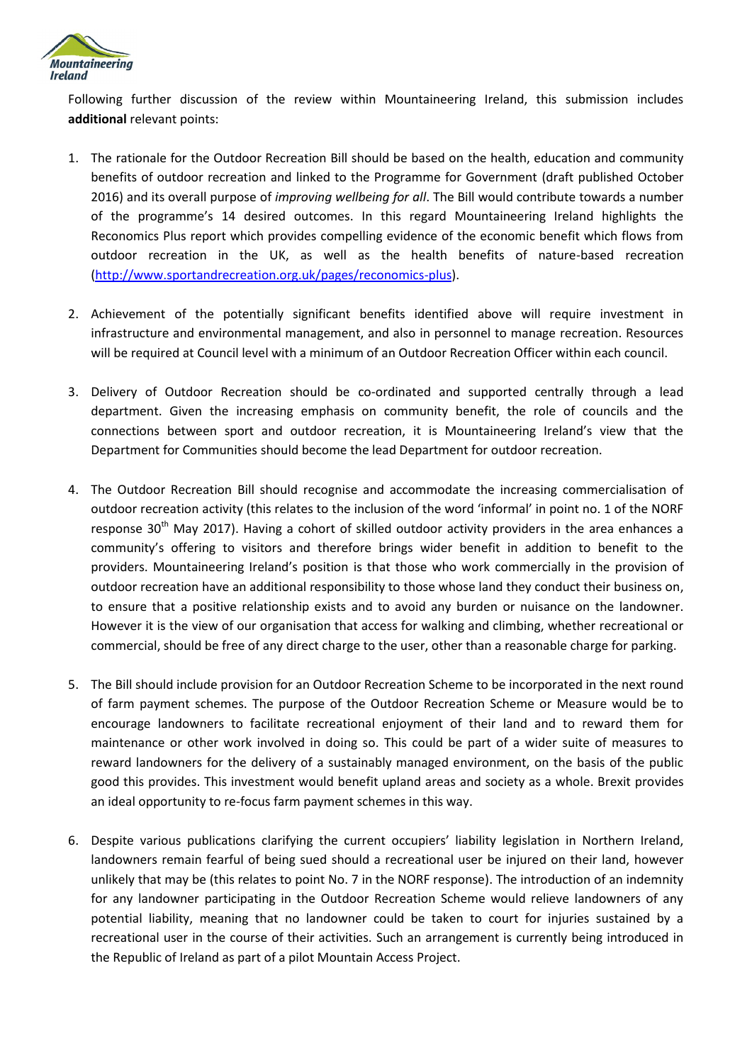Following further discussion of the review within Mountaineering Ireland, this submission includes **additional** relevant points:

1. The rationale for the Outdoor Recreation Bill should be based on the health, education and community benefits of outdoor recreation and linked to the Programme for Government (draft published October 2016) and its overall purpose of *improving wellbeing for all*. The Bill would contribute towards a number of the programme's 14 desired outcomes. In this regard Mountaineering Ireland highlights the Reconomics Plus report which provides compelling evidence of the economic benefit which flows from outdoor recreation in the UK, as well as the health benefits of nature-based recreation (http://www.sportandrecreation.org.uk/pages/reconomics-plus).

2. Achievement of the potentially significant benefits identified above will require investment in infrastructure and environmental management, and also in personnel to manage recreation. Resources will be required at Council level with a minimum of an Outdoor Recreation Officer within each council.

3. Delivery of Outdoor Recreation should be co-ordinated and supported centrally through a lead department. Given the increasing emphasis on community benefit, the role of councils and the connections between sport and outdoor recreation, it is Mountaineering Ireland's view that the Department for Communities should become the lead Department for outdoor recreation.

4. The Outdoor Recreation Bill should recognise and accommodate the increasing commercialisation of outdoor recreation activity (this relates to the inclusion of the word 'informal' in point no. 1 of the NORF response 30th May 2017). Having a cohort of skilled outdoor activity providers in the area enhances a community's offering to visitors and therefore brings wider benefit in addition to benefit to the providers. Mountaineering Ireland's position is that those who work commercially in the provision of outdoor recreation have an additional responsibility to those whose land they conduct their business on, to ensure that a positive relationship exists and to avoid any burden or nuisance on the landowner. However it is the view of our organisation that access for walking and climbing, whether recreational or commercial, should be free of any direct charge to the user, other than a reasonable charge for parking.

5. The Bill should include provision for an Outdoor Recreation Scheme to be incorporated in the next round of farm payment schemes. The purpose of the Outdoor Recreation Scheme or Measure would be to encourage landowners to facilitate recreational enjoyment of their land and to reward them for maintenance or other work involved in doing so. This could be part of a wider suite of measures to reward landowners for the delivery of a sustainably managed environment, on the basis of the public good this provides. This investment would benefit upland areas and society as a whole. Brexit provides an ideal opportunity to re-focus farm payment schemes in this way.

6. Despite various publications clarifying the current occupiers' liability legislation in Northern Ireland, landowners remain fearful of being sued should a recreational user be injured on their land, however unlikely that may be (this relates to point No. 7 in the NORF response). The introduction of an indemnity for any landowner participating in the Outdoor Recreation Scheme would relieve landowners of any potential liability, meaning that no landowner could be taken to court for injuries sustained by a recreational user in the course of their activities. Such an arrangement is currently being introduced in the Republic of Ireland as part of a pilot Mountain Access Project.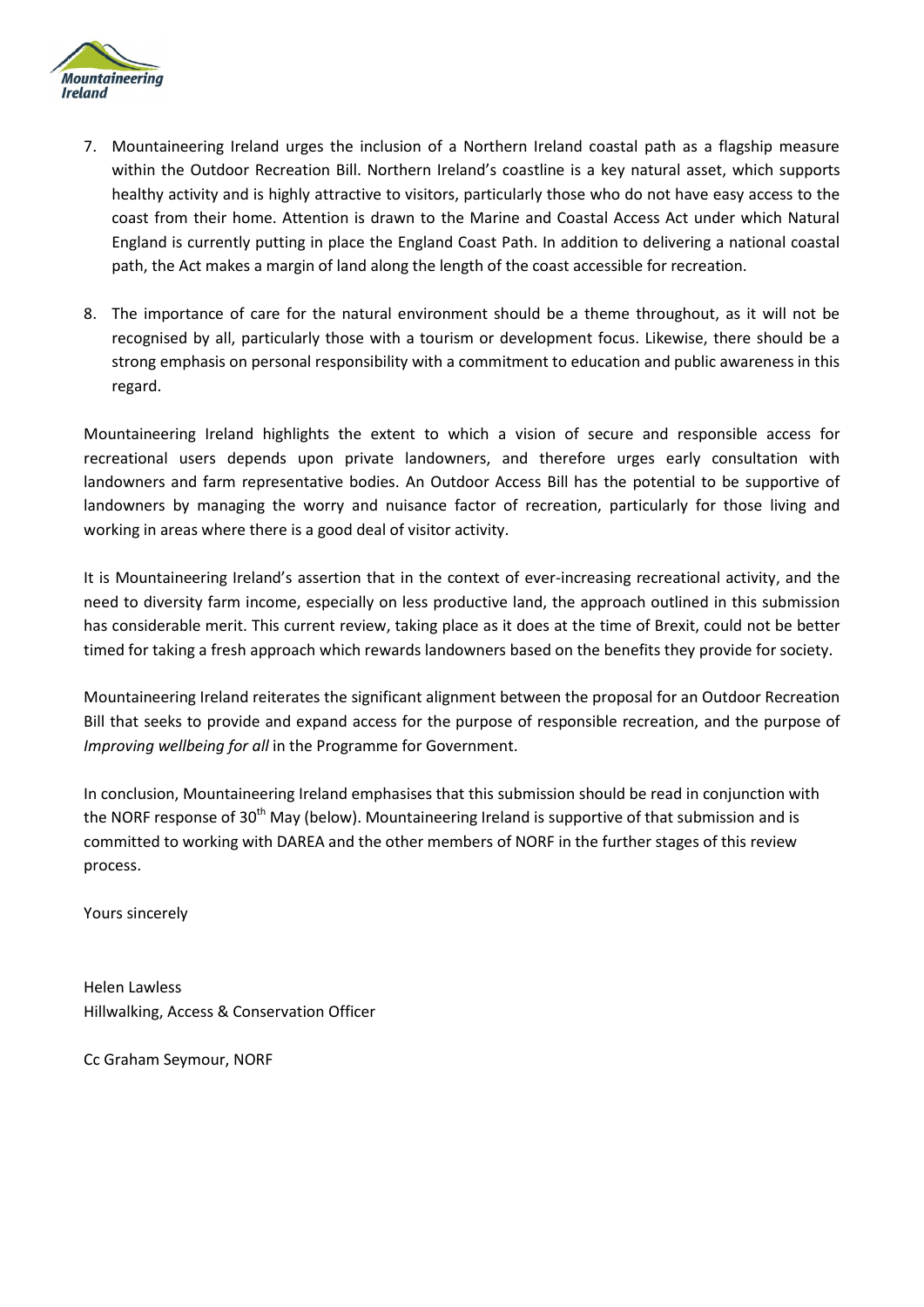7. Mountaineering Ireland urges the inclusion of a Northern Ireland coastal path as a flagship measure within the Outdoor Recreation Bill. Northern Ireland's coastline is a key natural asset, which supports healthy activity and is highly attractive to visitors, particularly those who do not have easy access to the coast from their home. Attention is drawn to the Marine and Coastal Access Act under which Natural England is currently putting in place the England Coast Path. In addition to delivering a national coastal path, the Act makes a margin of land along the length of the coast accessible for recreation.

8. The importance of care for the natural environment should be a theme throughout, as it will not be recognised by all, particularly those with a tourism or development focus. Likewise, there should be a strong emphasis on personal responsibility with a commitment to education and public awareness in this regard.

Mountaineering Ireland highlights the extent to which a vision of secure and responsible access for recreational users depends upon private landowners, and therefore urges early consultation with landowners and farm representative bodies. An Outdoor Access Bill has the potential to be supportive of landowners by managing the worry and nuisance factor of recreation, particularly for those living and working in areas where there is a good deal of visitor activity.

It is Mountaineering Ireland's assertion that in the context of ever-increasing recreational activity, and the need to diversity farm income, especially on less productive land, the approach outlined in this submission has considerable merit. This current review, taking place as it does at the time of Brexit, could not be better timed for taking a fresh approach which rewards landowners based on the benefits they provide for society.

Mountaineering Ireland reiterates the significant alignment between the proposal for an Outdoor Recreation Bill that seeks to provide and expand access for the purpose of responsible recreation, and the purpose of *Improving wellbeing for all* in the Programme for Government.

In conclusion, Mountaineering Ireland emphasises that this submission should be read in conjunction with the NORF response of 30th May (below). Mountaineering Ireland is supportive of that submission and is committed to working with DAREA and the other members of NORF in the further stages of this review process.

Yours sincerely

Helen Lawless
Hillwalking, Access & Conservation Officer

Cc Graham Seymour, NORF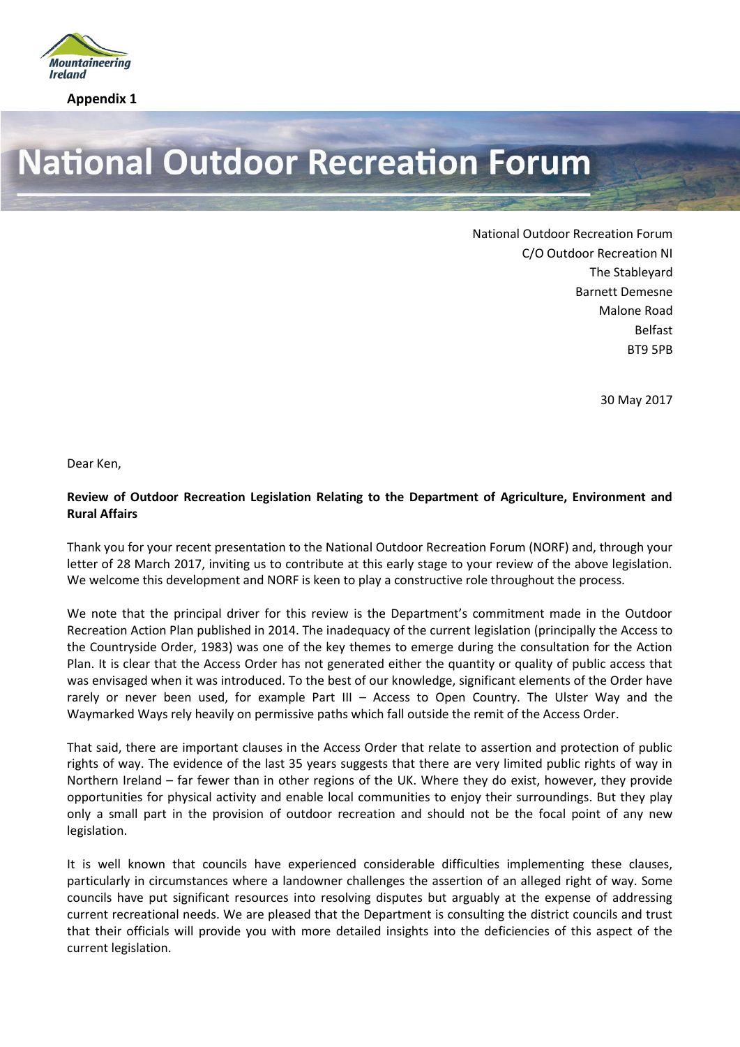Appendix 1

# National Outdoor Recreation Forum

National Outdoor Recreation Forum
C/O Outdoor Recreation NI
The Stableyard
Barnett Demesne
Malone Road
Belfast
BT9 5PB

30 May 2017

Dear Ken,

**Review of Outdoor Recreation Legislation Relating to the Department of Agriculture, Environment and Rural Affairs**

Thank you for your recent presentation to the National Outdoor Recreation Forum (NORF) and, through your letter of 28 March 2017, inviting us to contribute at this early stage to your review of the above legislation. We welcome this development and NORF is keen to play a constructive role throughout the process.

We note that the principal driver for this review is the Department's commitment made in the Outdoor Recreation Action Plan published in 2014. The inadequacy of the current legislation (principally the Access to the Countryside Order, 1983) was one of the key themes to emerge during the consultation for the Action Plan. It is clear that the Access Order has not generated either the quantity or quality of public access that was envisaged when it was introduced. To the best of our knowledge, significant elements of the Order have rarely or never been used, for example Part III – Access to Open Country. The Ulster Way and the Waymarked Ways rely heavily on permissive paths which fall outside the remit of the Access Order.

That said, there are important clauses in the Access Order that relate to assertion and protection of public rights of way. The evidence of the last 35 years suggests that there are very limited public rights of way in Northern Ireland – far fewer than in other regions of the UK. Where they do exist, however, they provide opportunities for physical activity and enable local communities to enjoy their surroundings. But they play only a small part in the provision of outdoor recreation and should not be the focal point of any new legislation.

It is well known that councils have experienced considerable difficulties implementing these clauses, particularly in circumstances where a landowner challenges the assertion of an alleged right of way. Some councils have put significant resources into resolving disputes but arguably at the expense of addressing current recreational needs. We are pleased that the Department is consulting the district councils and trust that their officials will provide you with more detailed insights into the deficiencies of this aspect of the current legislation.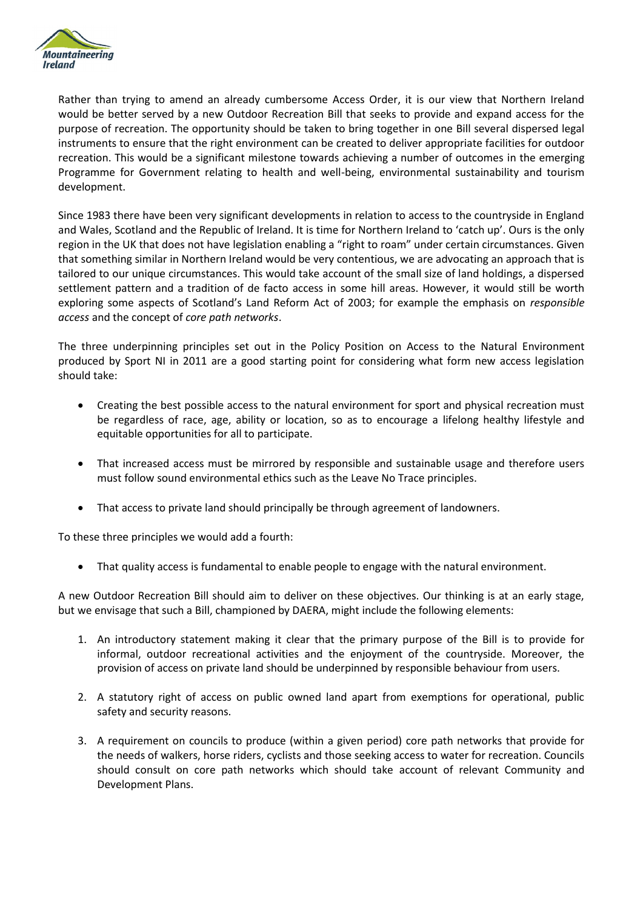Rather than trying to amend an already cumbersome Access Order, it is our view that Northern Ireland would be better served by a new Outdoor Recreation Bill that seeks to provide and expand access for the purpose of recreation. The opportunity should be taken to bring together in one Bill several dispersed legal instruments to ensure that the right environment can be created to deliver appropriate facilities for outdoor recreation. This would be a significant milestone towards achieving a number of outcomes in the emerging Programme for Government relating to health and well-being, environmental sustainability and tourism development.

Since 1983 there have been very significant developments in relation to access to the countryside in England and Wales, Scotland and the Republic of Ireland. It is time for Northern Ireland to 'catch up'. Ours is the only region in the UK that does not have legislation enabling a "right to roam" under certain circumstances. Given that something similar in Northern Ireland would be very contentious, we are advocating an approach that is tailored to our unique circumstances. This would take account of the small size of land holdings, a dispersed settlement pattern and a tradition of de facto access in some hill areas. However, it would still be worth exploring some aspects of Scotland's Land Reform Act of 2003; for example the emphasis on *responsible access* and the concept of *core path networks*.

The three underpinning principles set out in the Policy Position on Access to the Natural Environment produced by Sport NI in 2011 are a good starting point for considering what form new access legislation should take:

- Creating the best possible access to the natural environment for sport and physical recreation must be regardless of race, age, ability or location, so as to encourage a lifelong healthy lifestyle and equitable opportunities for all to participate.
- That increased access must be mirrored by responsible and sustainable usage and therefore users must follow sound environmental ethics such as the Leave No Trace principles.
- That access to private land should principally be through agreement of landowners.

To these three principles we would add a fourth:

- That quality access is fundamental to enable people to engage with the natural environment.

A new Outdoor Recreation Bill should aim to deliver on these objectives. Our thinking is at an early stage, but we envisage that such a Bill, championed by DAERA, might include the following elements:

1. An introductory statement making it clear that the primary purpose of the Bill is to provide for informal, outdoor recreational activities and the enjoyment of the countryside. Moreover, the provision of access on private land should be underpinned by responsible behaviour from users.
2. A statutory right of access on public owned land apart from exemptions for operational, public safety and security reasons.
3. A requirement on councils to produce (within a given period) core path networks that provide for the needs of walkers, horse riders, cyclists and those seeking access to water for recreation. Councils should consult on core path networks which should take account of relevant Community and Development Plans.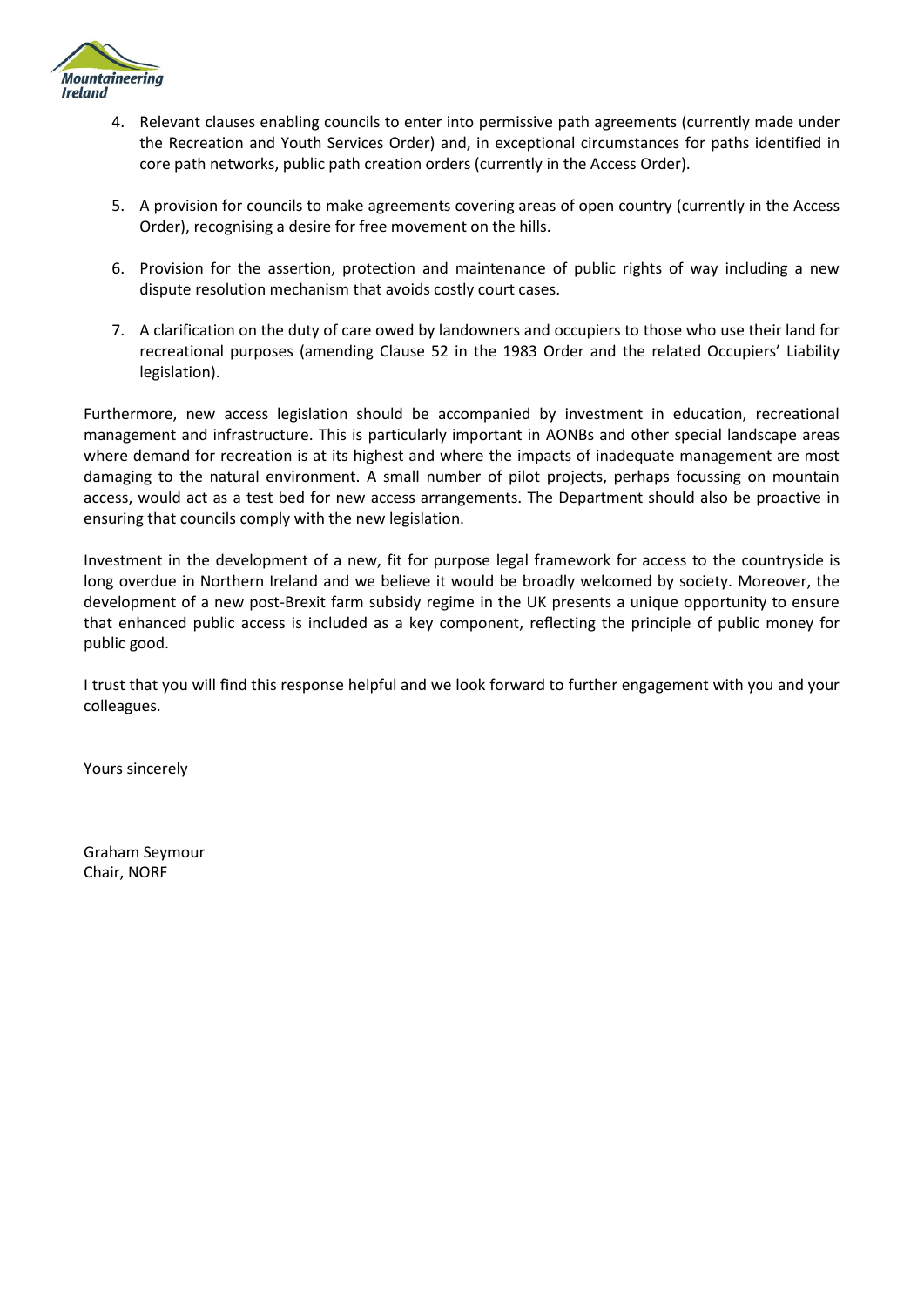4. Relevant clauses enabling councils to enter into permissive path agreements (currently made under the Recreation and Youth Services Order) and, in exceptional circumstances for paths identified in core path networks, public path creation orders (currently in the Access Order).

5. A provision for councils to make agreements covering areas of open country (currently in the Access Order), recognising a desire for free movement on the hills.

6. Provision for the assertion, protection and maintenance of public rights of way including a new dispute resolution mechanism that avoids costly court cases.

7. A clarification on the duty of care owed by landowners and occupiers to those who use their land for recreational purposes (amending Clause 52 in the 1983 Order and the related Occupiers' Liability legislation).

Furthermore, new access legislation should be accompanied by investment in education, recreational management and infrastructure. This is particularly important in AONBs and other special landscape areas where demand for recreation is at its highest and where the impacts of inadequate management are most damaging to the natural environment. A small number of pilot projects, perhaps focussing on mountain access, would act as a test bed for new access arrangements. The Department should also be proactive in ensuring that councils comply with the new legislation.

Investment in the development of a new, fit for purpose legal framework for access to the countryside is long overdue in Northern Ireland and we believe it would be broadly welcomed by society. Moreover, the development of a new post-Brexit farm subsidy regime in the UK presents a unique opportunity to ensure that enhanced public access is included as a key component, reflecting the principle of public money for public good.

I trust that you will find this response helpful and we look forward to further engagement with you and your colleagues.

Yours sincerely

Graham Seymour
Chair, NORF